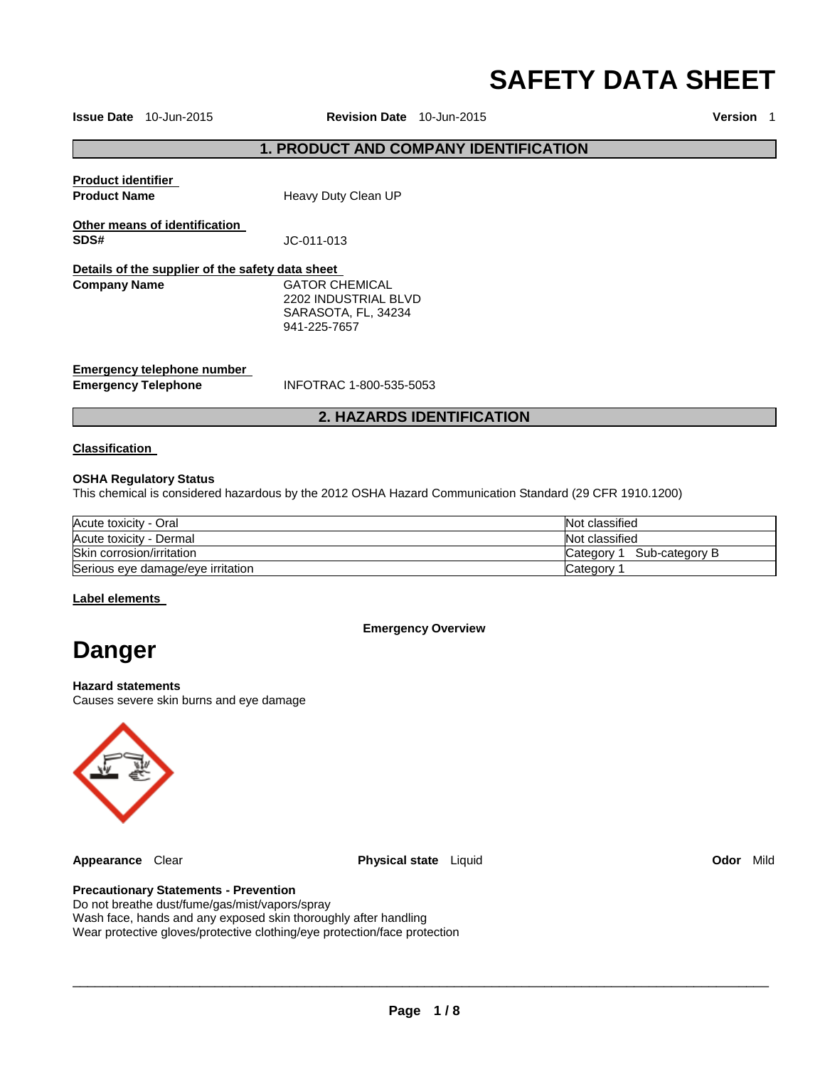# SAFETY DATA SHEET

**Issue Date** 10-Jun-2015 **Revision Date** 10-Jun-2015 **Version** 1

## 1. PRODUCT AND COMPANY IDENTIFICATION

**Product identifier**

**Product Name** Heavy Duty Clean UP

**Other means of identification**

**SDS#** JC-011-013

**Details of the supplier of the safety data sheet**

**Company Name**
GATOR CHEMICAL
2202 INDUSTRIAL BLVD
SARASOTA, FL, 34234
941-225-7657

**Emergency telephone number**

**Emergency Telephone** INFOTRAC 1-800-535-5053

## 2. HAZARDS IDENTIFICATION

**Classification**

**OSHA Regulatory Status**
This chemical is considered hazardous by the 2012 OSHA Hazard Communication Standard (29 CFR 1910.1200)

| | |
|---|---|
| Acute toxicity - Oral | Not classified |
| Acute toxicity - Dermal | Not classified |
| Skin corrosion/irritation | Category 1 Sub-category B |
| Serious eye damage/eye irritation | Category 1 |

**Label elements**

**Emergency Overview**

# Danger

**Hazard statements**
Causes severe skin burns and eye damage

**Appearance** Clear **Physical state** Liquid **Odor** Mild

**Precautionary Statements - Prevention**
Do not breathe dust/fume/gas/mist/vapors/spray
Wash face, hands and any exposed skin thoroughly after handling
Wear protective gloves/protective clothing/eye protection/face protection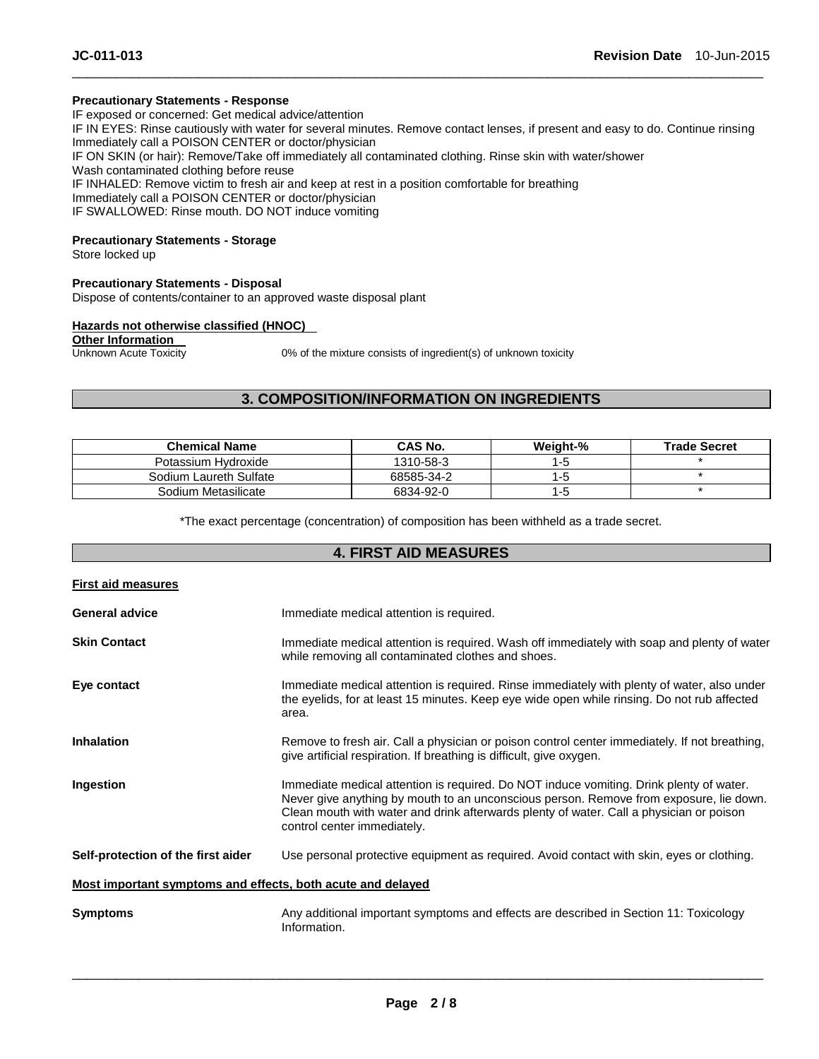**Precautionary Statements - Response**

IF exposed or concerned: Get medical advice/attention
IF IN EYES: Rinse cautiously with water for several minutes. Remove contact lenses, if present and easy to do. Continue rinsing
Immediately call a POISON CENTER or doctor/physician
IF ON SKIN (or hair): Remove/Take off immediately all contaminated clothing. Rinse skin with water/shower
Wash contaminated clothing before reuse
IF INHALED: Remove victim to fresh air and keep at rest in a position comfortable for breathing
Immediately call a POISON CENTER or doctor/physician
IF SWALLOWED: Rinse mouth. DO NOT induce vomiting

**Precautionary Statements - Storage**

Store locked up

**Precautionary Statements - Disposal**

Dispose of contents/container to an approved waste disposal plant

**Hazards not otherwise classified (HNOC)**

**Other Information**

Unknown Acute Toxicity — 0% of the mixture consists of ingredient(s) of unknown toxicity

## 3. COMPOSITION/INFORMATION ON INGREDIENTS

| Chemical Name | CAS No. | Weight-% | Trade Secret |
|---|---|---|---|
| Potassium Hydroxide | 1310-58-3 | 1-5 | * |
| Sodium Laureth Sulfate | 68585-34-2 | 1-5 | * |
| Sodium Metasilicate | 6834-92-0 | 1-5 | * |

*The exact percentage (concentration) of composition has been withheld as a trade secret.

## 4. FIRST AID MEASURES

**First aid measures**

**General advice** — Immediate medical attention is required.

**Skin Contact** — Immediate medical attention is required. Wash off immediately with soap and plenty of water while removing all contaminated clothes and shoes.

**Eye contact** — Immediate medical attention is required. Rinse immediately with plenty of water, also under the eyelids, for at least 15 minutes. Keep eye wide open while rinsing. Do not rub affected area.

**Inhalation** — Remove to fresh air. Call a physician or poison control center immediately. If not breathing, give artificial respiration. If breathing is difficult, give oxygen.

**Ingestion** — Immediate medical attention is required. Do NOT induce vomiting. Drink plenty of water. Never give anything by mouth to an unconscious person. Remove from exposure, lie down. Clean mouth with water and drink afterwards plenty of water. Call a physician or poison control center immediately.

**Self-protection of the first aider** — Use personal protective equipment as required. Avoid contact with skin, eyes or clothing.

**Most important symptoms and effects, both acute and delayed**

**Symptoms** — Any additional important symptoms and effects are described in Section 11: Toxicology Information.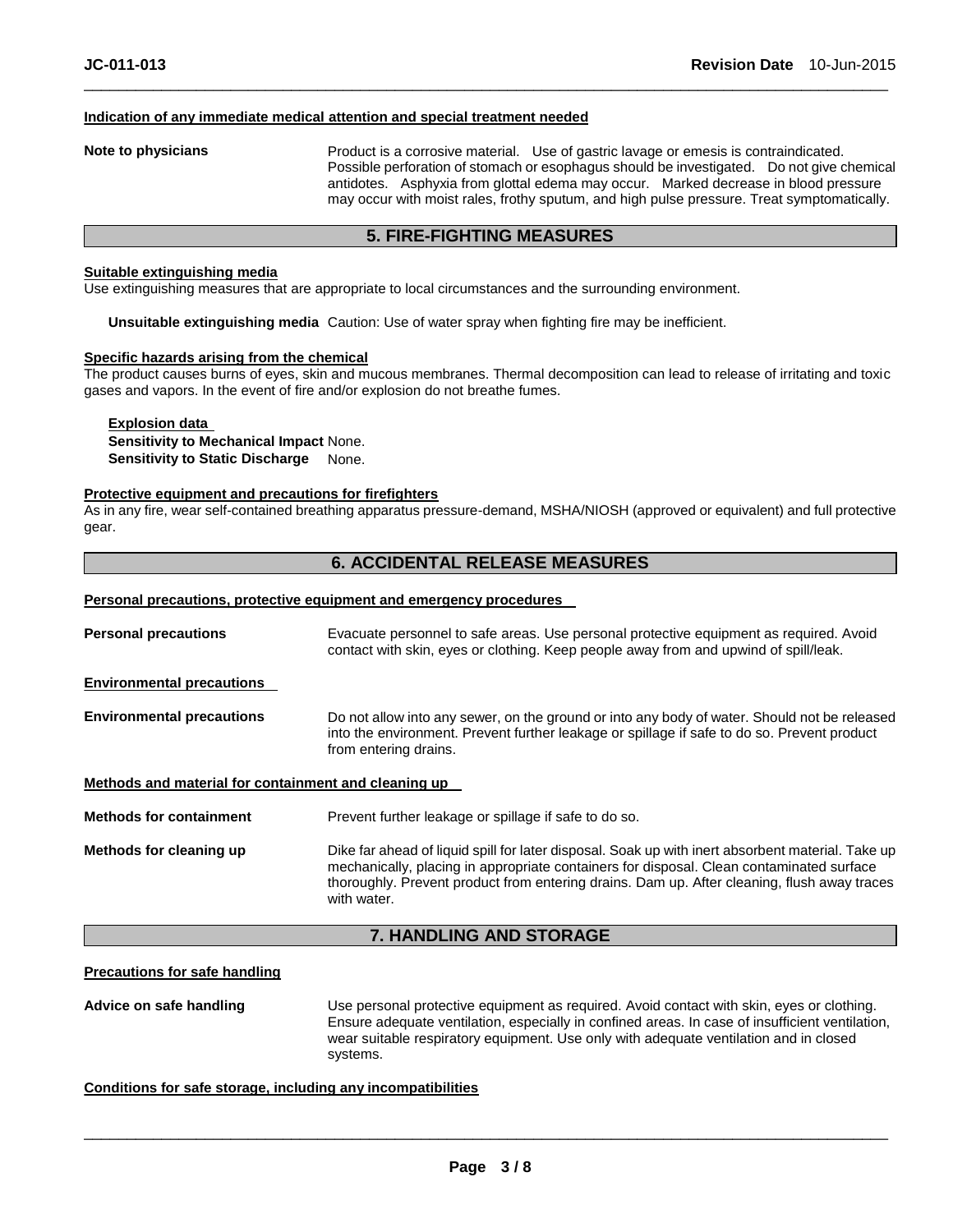#### Indication of any immediate medical attention and special treatment needed

**Note to physicians** Product is a corrosive material. Use of gastric lavage or emesis is contraindicated. Possible perforation of stomach or esophagus should be investigated. Do not give chemical antidotes. Asphyxia from glottal edema may occur. Marked decrease in blood pressure may occur with moist rales, frothy sputum, and high pulse pressure. Treat symptomatically.

## 5. FIRE-FIGHTING MEASURES

#### Suitable extinguishing media

Use extinguishing measures that are appropriate to local circumstances and the surrounding environment.

**Unsuitable extinguishing media** Caution: Use of water spray when fighting fire may be inefficient.

#### Specific hazards arising from the chemical

The product causes burns of eyes, skin and mucous membranes. Thermal decomposition can lead to release of irritating and toxic gases and vapors. In the event of fire and/or explosion do not breathe fumes.

**Explosion data**
**Sensitivity to Mechanical Impact** None.
**Sensitivity to Static Discharge** None.

#### Protective equipment and precautions for firefighters

As in any fire, wear self-contained breathing apparatus pressure-demand, MSHA/NIOSH (approved or equivalent) and full protective gear.

## 6. ACCIDENTAL RELEASE MEASURES

#### Personal precautions, protective equipment and emergency procedures

**Personal precautions** Evacuate personnel to safe areas. Use personal protective equipment as required. Avoid contact with skin, eyes or clothing. Keep people away from and upwind of spill/leak.

#### Environmental precautions

**Environmental precautions** Do not allow into any sewer, on the ground or into any body of water. Should not be released into the environment. Prevent further leakage or spillage if safe to do so. Prevent product from entering drains.

#### Methods and material for containment and cleaning up

**Methods for containment** Prevent further leakage or spillage if safe to do so.

**Methods for cleaning up** Dike far ahead of liquid spill for later disposal. Soak up with inert absorbent material. Take up mechanically, placing in appropriate containers for disposal. Clean contaminated surface thoroughly. Prevent product from entering drains. Dam up. After cleaning, flush away traces with water.

## 7. HANDLING AND STORAGE

#### Precautions for safe handling

**Advice on safe handling** Use personal protective equipment as required. Avoid contact with skin, eyes or clothing. Ensure adequate ventilation, especially in confined areas. In case of insufficient ventilation, wear suitable respiratory equipment. Use only with adequate ventilation and in closed systems.

#### Conditions for safe storage, including any incompatibilities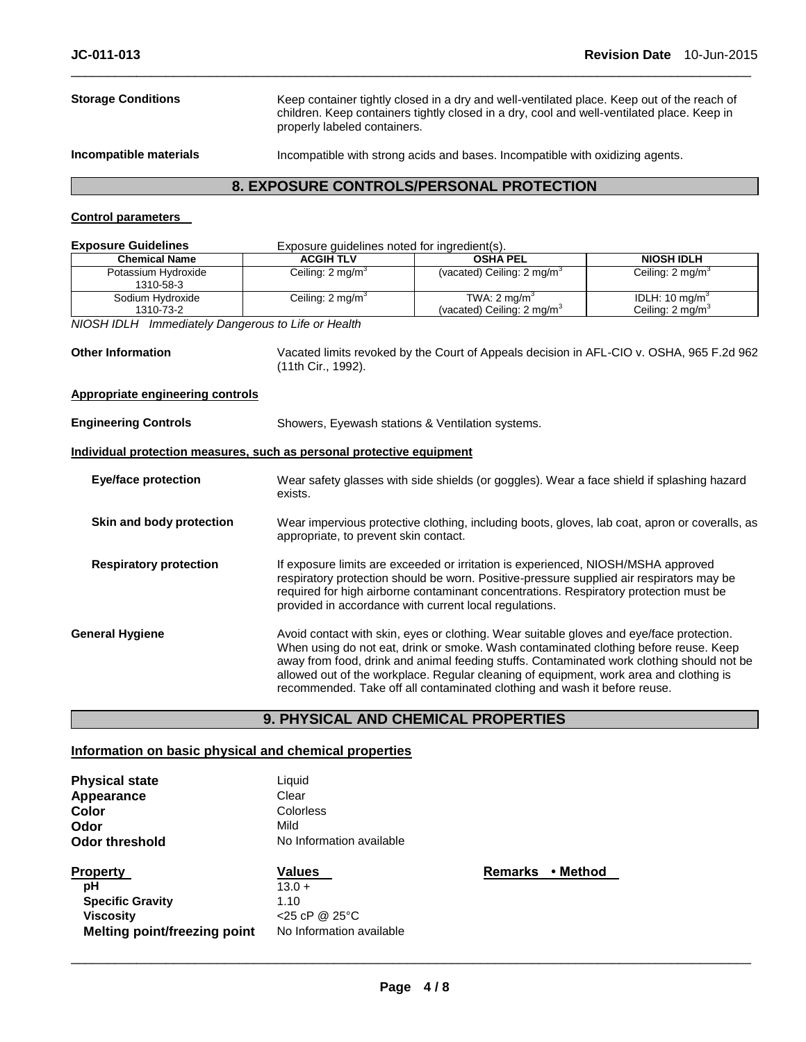**Storage Conditions** Keep container tightly closed in a dry and well-ventilated place. Keep out of the reach of children. Keep containers tightly closed in a dry, cool and well-ventilated place. Keep in properly labeled containers.

**Incompatible materials** Incompatible with strong acids and bases. Incompatible with oxidizing agents.

## 8. EXPOSURE CONTROLS/PERSONAL PROTECTION

**Control parameters**

**Exposure Guidelines** Exposure guidelines noted for ingredient(s).

| Chemical Name | ACGIH TLV | OSHA PEL | NIOSH IDLH |
|---|---|---|---|
| Potassium Hydroxide<br>1310-58-3 | Ceiling: 2 mg/m$^3$ | (vacated) Ceiling: 2 mg/m$^3$ | Ceiling: 2 mg/m$^3$ |
| Sodium Hydroxide<br>1310-73-2 | Ceiling: 2 mg/m$^3$ | TWA: 2 mg/m$^3$<br>(vacated) Ceiling: 2 mg/m$^3$ | IDLH: 10 mg/m$^3$<br>Ceiling: 2 mg/m$^3$ |

*NIOSH IDLH Immediately Dangerous to Life or Health*

**Other Information** Vacated limits revoked by the Court of Appeals decision in AFL-CIO v. OSHA, 965 F.2d 962 (11th Cir., 1992).

**Appropriate engineering controls**

**Engineering Controls** Showers, Eyewash stations & Ventilation systems.

**Individual protection measures, such as personal protective equipment**

**Eye/face protection** Wear safety glasses with side shields (or goggles). Wear a face shield if splashing hazard exists.

**Skin and body protection** Wear impervious protective clothing, including boots, gloves, lab coat, apron or coveralls, as appropriate, to prevent skin contact.

**Respiratory protection** If exposure limits are exceeded or irritation is experienced, NIOSH/MSHA approved respiratory protection should be worn. Positive-pressure supplied air respirators may be required for high airborne contaminant concentrations. Respiratory protection must be provided in accordance with current local regulations.

**General Hygiene** Avoid contact with skin, eyes or clothing. Wear suitable gloves and eye/face protection. When using do not eat, drink or smoke. Wash contaminated clothing before reuse. Keep away from food, drink and animal feeding stuffs. Contaminated work clothing should not be allowed out of the workplace. Regular cleaning of equipment, work area and clothing is recommended. Take off all contaminated clothing and wash it before reuse.

## 9. PHYSICAL AND CHEMICAL PROPERTIES

**Information on basic physical and chemical properties**

**Physical state** Liquid
**Appearance** Clear
**Color** Colorless
**Odor** Mild
**Odor threshold** No Information available

| Property | Values | Remarks • Method |
|---|---|---|
| pH | 13.0 + | |
| Specific Gravity | 1.10 | |
| Viscosity | <25 cP @ 25°C | |
| Melting point/freezing point | No Information available | |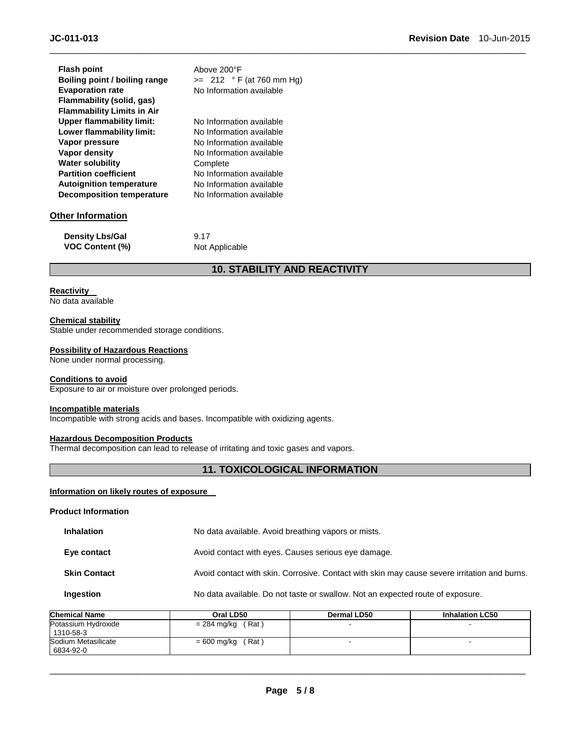| | |
|---|---|
| **Flash point** | Above 200°F |
| **Boiling point / boiling range** | >= 212 ° F (at 760 mm Hg) |
| **Evaporation rate** | No Information available |
| **Flammability (solid, gas)** | |
| **Flammability Limits in Air** | |
| **Upper flammability limit:** | No Information available |
| **Lower flammability limit:** | No Information available |
| **Vapor pressure** | No Information available |
| **Vapor density** | No Information available |
| **Water solubility** | Complete |
| **Partition coefficient** | No Information available |
| **Autoignition temperature** | No Information available |
| **Decomposition temperature** | No Information available |

### Other Information

| | |
|---|---|
| **Density Lbs/Gal** | 9.17 |
| **VOC Content (%)** | Not Applicable |

## 10. STABILITY AND REACTIVITY

**Reactivity**
No data available

**Chemical stability**
Stable under recommended storage conditions.

**Possibility of Hazardous Reactions**
None under normal processing.

**Conditions to avoid**
Exposure to air or moisture over prolonged periods.

**Incompatible materials**
Incompatible with strong acids and bases. Incompatible with oxidizing agents.

**Hazardous Decomposition Products**
Thermal decomposition can lead to release of irritating and toxic gases and vapors.

## 11. TOXICOLOGICAL INFORMATION

**Information on likely routes of exposure**

**Product Information**

| | |
|---|---|
| **Inhalation** | No data available. Avoid breathing vapors or mists. |
| **Eye contact** | Avoid contact with eyes. Causes serious eye damage. |
| **Skin Contact** | Avoid contact with skin. Corrosive. Contact with skin may cause severe irritation and burns. |
| **Ingestion** | No data available. Do not taste or swallow. Not an expected route of exposure. |

| Chemical Name | Oral LD50 | Dermal LD50 | Inhalation LC50 |
|---|---|---|---|
| Potassium Hydroxide 1310-58-3 | = 284 mg/kg ( Rat ) | - | - |
| Sodium Metasilicate 6834-92-0 | = 600 mg/kg ( Rat ) | - | - |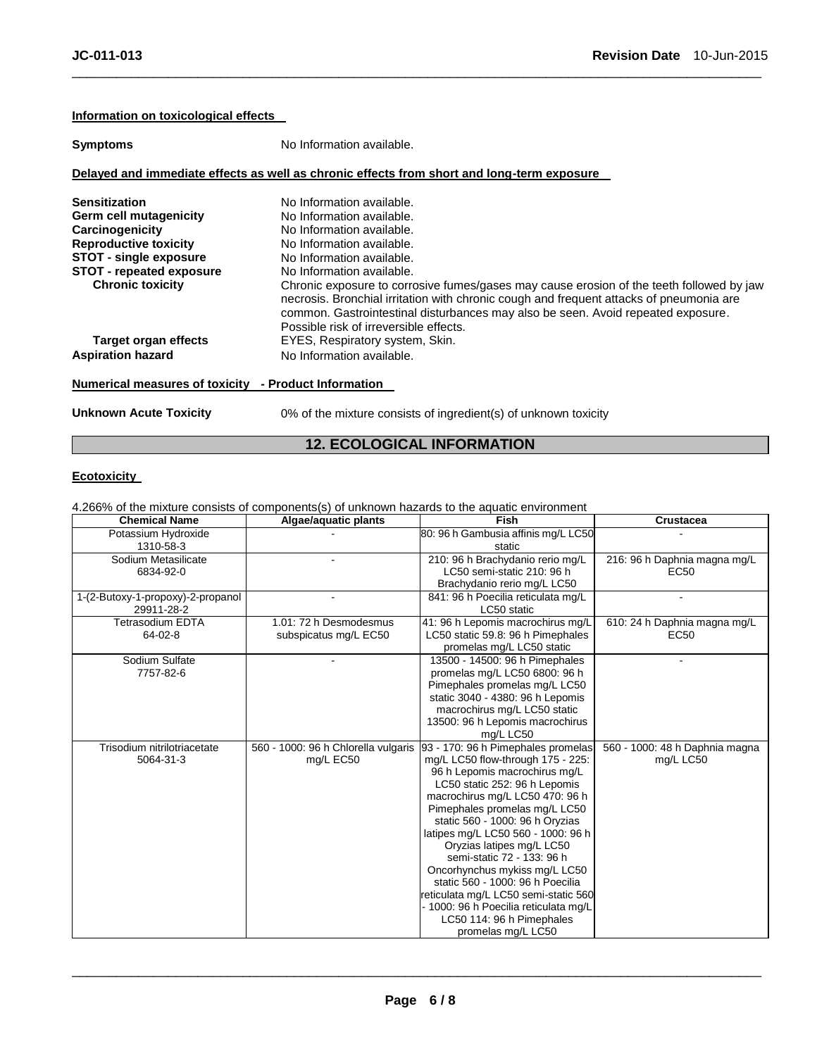**Information on toxicological effects**

**Symptoms** No Information available.

**Delayed and immediate effects as well as chronic effects from short and long-term exposure**

| | |
|---|---|
| **Sensitization** | No Information available. |
| **Germ cell mutagenicity** | No Information available. |
| **Carcinogenicity** | No Information available. |
| **Reproductive toxicity** | No Information available. |
| **STOT - single exposure** | No Information available. |
| **STOT - repeated exposure** | No Information available. |
| **Chronic toxicity** | Chronic exposure to corrosive fumes/gases may cause erosion of the teeth followed by jaw necrosis. Bronchial irritation with chronic cough and frequent attacks of pneumonia are common. Gastrointestinal disturbances may also be seen. Avoid repeated exposure. Possible risk of irreversible effects. |
| **Target organ effects** | EYES, Respiratory system, Skin. |
| **Aspiration hazard** | No Information available. |

**Numerical measures of toxicity - Product Information**

**Unknown Acute Toxicity** 0% of the mixture consists of ingredient(s) of unknown toxicity

## 12. ECOLOGICAL INFORMATION

**Ecotoxicity**

4.266% of the mixture consists of components(s) of unknown hazards to the aquatic environment

| Chemical Name | Algae/aquatic plants | Fish | Crustacea |
|---|---|---|---|
| Potassium Hydroxide 1310-58-3 | - | 80: 96 h Gambusia affinis mg/L LC50 static | - |
| Sodium Metasilicate 6834-92-0 | - | 210: 96 h Brachydanio rerio mg/L LC50 semi-static 210: 96 h Brachydanio rerio mg/L LC50 | 216: 96 h Daphnia magna mg/L EC50 |
| 1-(2-Butoxy-1-propoxy)-2-propanol 29911-28-2 | - | 841: 96 h Poecilia reticulata mg/L LC50 static | - |
| Tetrasodium EDTA 64-02-8 | 1.01: 72 h Desmodesmus subspicatus mg/L EC50 | 41: 96 h Lepomis macrochirus mg/L LC50 static 59.8: 96 h Pimephales promelas mg/L LC50 static | 610: 24 h Daphnia magna mg/L EC50 |
| Sodium Sulfate 7757-82-6 | - | 13500 - 14500: 96 h Pimephales promelas mg/L LC50 6800: 96 h Pimephales promelas mg/L LC50 static 3040 - 4380: 96 h Lepomis macrochirus mg/L LC50 static 13500: 96 h Lepomis macrochirus mg/L LC50 | - |
| Trisodium nitrilotriacetate 5064-31-3 | 560 - 1000: 96 h Chlorella vulgaris mg/L EC50 | 93 - 170: 96 h Pimephales promelas mg/L LC50 flow-through 175 - 225: 96 h Lepomis macrochirus mg/L LC50 static 252: 96 h Lepomis macrochirus mg/L LC50 470: 96 h Pimephales promelas mg/L LC50 static 560 - 1000: 96 h Oryzias latipes mg/L LC50 560 - 1000: 96 h Oryzias latipes mg/L LC50 semi-static 72 - 133: 96 h Oncorhynchus mykiss mg/L LC50 static 560 - 1000: 96 h Poecilia reticulata mg/L LC50 semi-static 560 - 1000: 96 h Poecilia reticulata mg/L LC50 114: 96 h Pimephales promelas mg/L LC50 | 560 - 1000: 48 h Daphnia magna mg/L LC50 |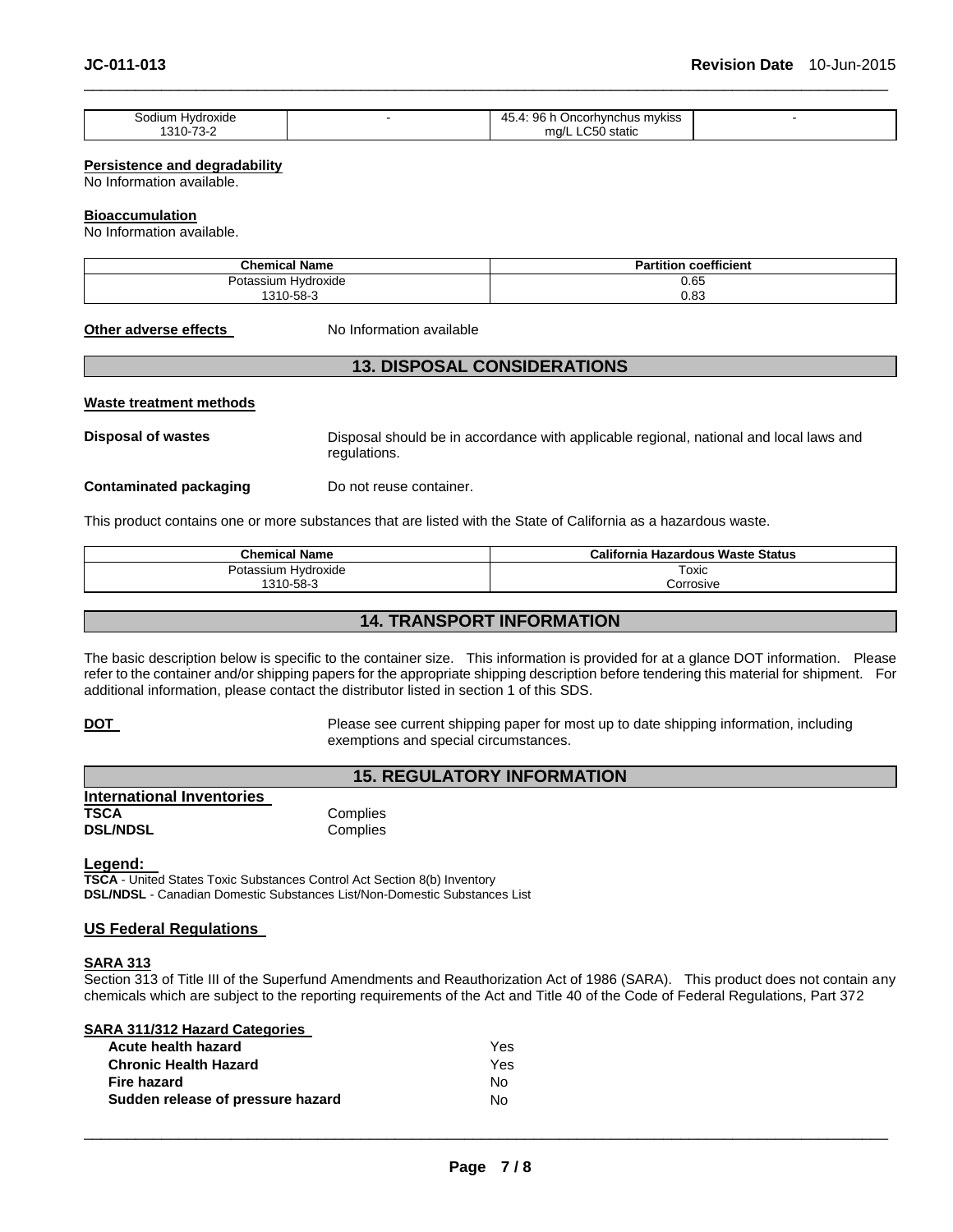| Sodium Hydroxide 1310-73-2 | - | 45.4: 96 h Oncorhynchus mykiss mg/L LC50 static | - |
|---|---|---|---|

**Persistence and degradability**

No Information available.

**Bioaccumulation**

No Information available.

| Chemical Name | Partition coefficient |
|---|---|
| Potassium Hydroxide 1310-58-3 | 0.65 0.83 |

**Other adverse effects** No Information available

## 13. DISPOSAL CONSIDERATIONS

**Waste treatment methods**

**Disposal of wastes** Disposal should be in accordance with applicable regional, national and local laws and regulations.

**Contaminated packaging** Do not reuse container.

This product contains one or more substances that are listed with the State of California as a hazardous waste.

| Chemical Name | California Hazardous Waste Status |
|---|---|
| Potassium Hydroxide 1310-58-3 | Toxic Corrosive |

## 14. TRANSPORT INFORMATION

The basic description below is specific to the container size. This information is provided for at a glance DOT information. Please refer to the container and/or shipping papers for the appropriate shipping description before tendering this material for shipment. For additional information, please contact the distributor listed in section 1 of this SDS.

**DOT** Please see current shipping paper for most up to date shipping information, including exemptions and special circumstances.

## 15. REGULATORY INFORMATION

**International Inventories**

**TSCA** Complies

**DSL/NDSL** Complies

**Legend:**

**TSCA** - United States Toxic Substances Control Act Section 8(b) Inventory

**DSL/NDSL** - Canadian Domestic Substances List/Non-Domestic Substances List

**US Federal Regulations**

**SARA 313**

Section 313 of Title III of the Superfund Amendments and Reauthorization Act of 1986 (SARA). This product does not contain any chemicals which are subject to the reporting requirements of the Act and Title 40 of the Code of Federal Regulations, Part 372

**SARA 311/312 Hazard Categories**

| | |
|---|---|
| **Acute health hazard** | Yes |
| **Chronic Health Hazard** | Yes |
| **Fire hazard** | No |
| **Sudden release of pressure hazard** | No |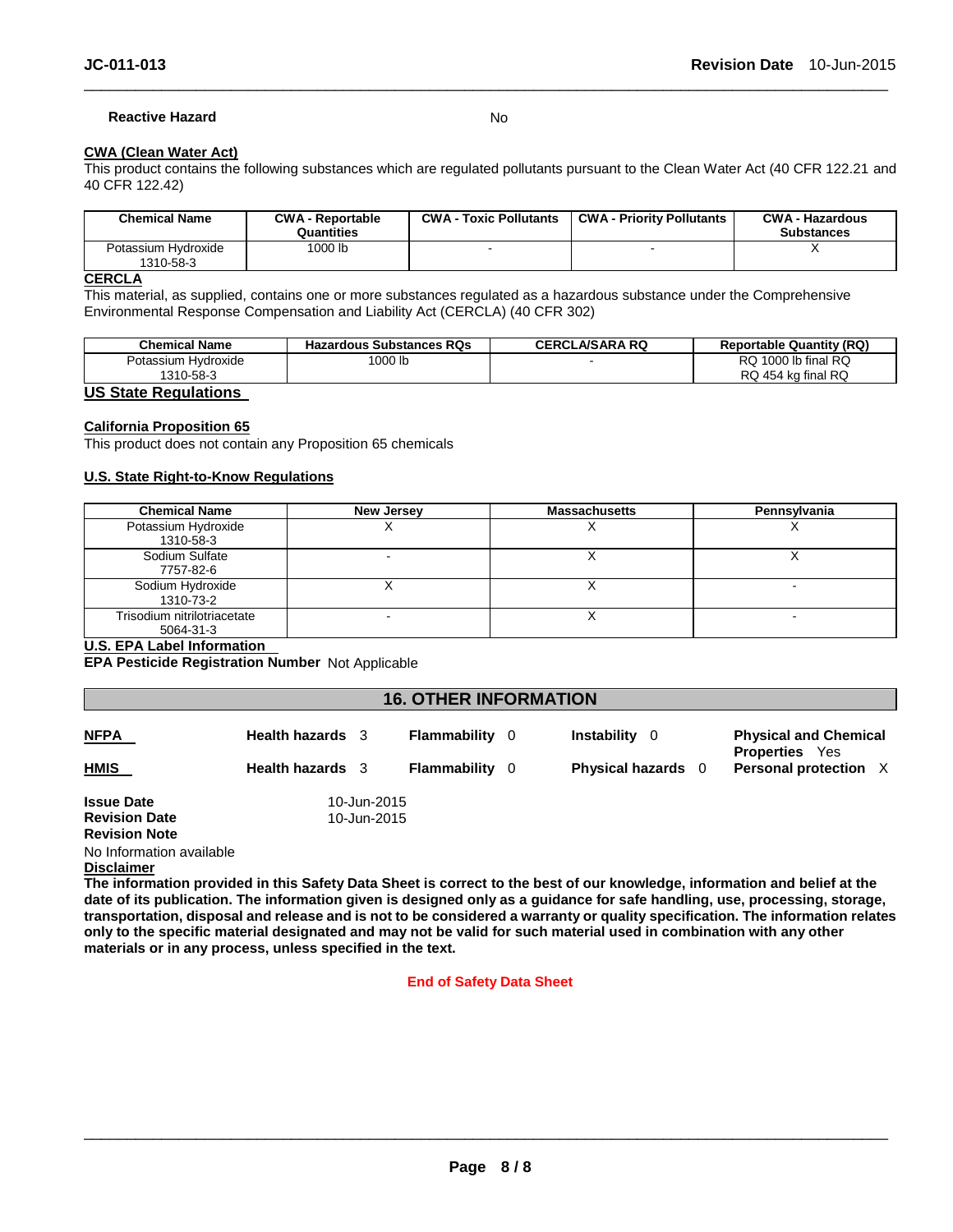**Reactive Hazard** No

**CWA (Clean Water Act)**

This product contains the following substances which are regulated pollutants pursuant to the Clean Water Act (40 CFR 122.21 and 40 CFR 122.42)

| Chemical Name | CWA - Reportable Quantities | CWA - Toxic Pollutants | CWA - Priority Pollutants | CWA - Hazardous Substances |
|---|---|---|---|---|
| Potassium Hydroxide 1310-58-3 | 1000 lb | - | - | X |

**CERCLA**

This material, as supplied, contains one or more substances regulated as a hazardous substance under the Comprehensive Environmental Response Compensation and Liability Act (CERCLA) (40 CFR 302)

| Chemical Name | Hazardous Substances RQs | CERCLA/SARA RQ | Reportable Quantity (RQ) |
|---|---|---|---|
| Potassium Hydroxide 1310-58-3 | 1000 lb | - | RQ 1000 lb final RQ RQ 454 kg final RQ |

**US State Regulations**

**California Proposition 65**

This product does not contain any Proposition 65 chemicals

**U.S. State Right-to-Know Regulations**

| Chemical Name | New Jersey | Massachusetts | Pennsylvania |
|---|---|---|---|
| Potassium Hydroxide 1310-58-3 | X | X | X |
| Sodium Sulfate 7757-82-6 | - | X | X |
| Sodium Hydroxide 1310-73-2 | X | X | - |
| Trisodium nitrilotriacetate 5064-31-3 | - | X | - |

**U.S. EPA Label Information**

**EPA Pesticide Registration Number** Not Applicable

## 16. OTHER INFORMATION

| | | | | |
|---|---|---|---|---|
| **NFPA** | **Health hazards** 3 | **Flammability** 0 | **Instability** 0 | **Physical and Chemical Properties** Yes |
| **HMIS** | **Health hazards** 3 | **Flammability** 0 | **Physical hazards** 0 | **Personal protection** X |

**Issue Date** 10-Jun-2015
**Revision Date** 10-Jun-2015
**Revision Note**

No Information available

**Disclaimer**

**The information provided in this Safety Data Sheet is correct to the best of our knowledge, information and belief at the date of its publication. The information given is designed only as a guidance for safe handling, use, processing, storage, transportation, disposal and release and is not to be considered a warranty or quality specification. The information relates only to the specific material designated and may not be valid for such material used in combination with any other materials or in any process, unless specified in the text.**

**End of Safety Data Sheet**